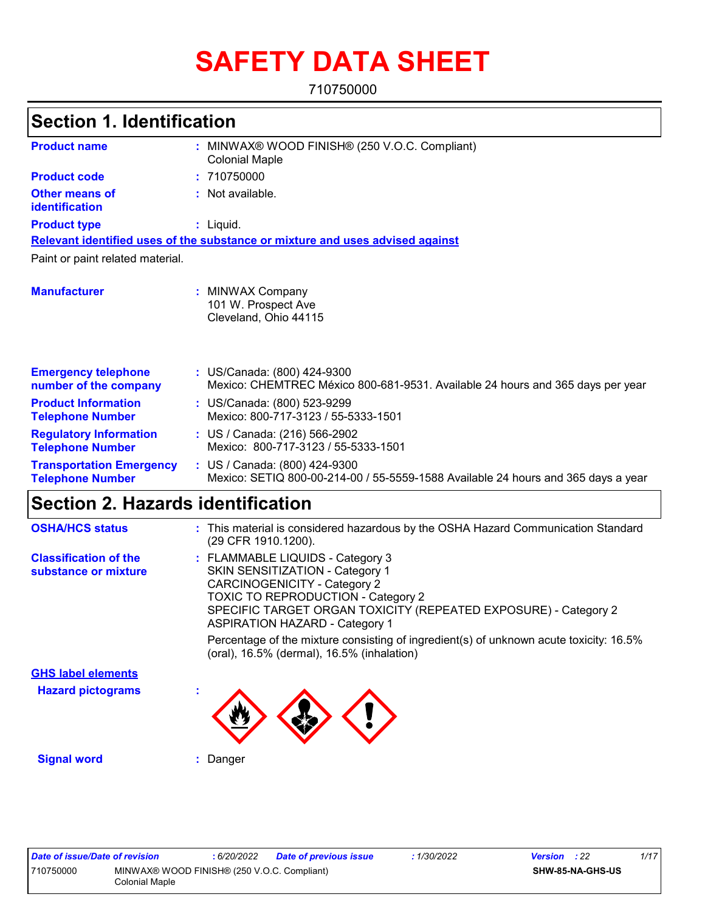# SAFETY DATA SHEET

710750000

## Section 1. Identification

| | | |
|---|---|---|
| **Product name** | : | MINWAX® WOOD FINISH® (250 V.O.C. Compliant) Colonial Maple |
| **Product code** | : | 710750000 |
| **Other means of identification** | : | Not available. |
| **Product type** | : | Liquid. |

**Relevant identified uses of the substance or mixture and uses advised against**

Paint or paint related material.

| | | |
|---|---|---|
| **Manufacturer** | : | MINWAX Company<br>101 W. Prospect Ave<br>Cleveland, Ohio 44115 |
| **Emergency telephone number of the company** | : | US/Canada: (800) 424-9300<br>Mexico: CHEMTREC México 800-681-9531. Available 24 hours and 365 days per year |
| **Product Information Telephone Number** | : | US/Canada: (800) 523-9299<br>Mexico: 800-717-3123 / 55-5333-1501 |
| **Regulatory Information Telephone Number** | : | US / Canada: (216) 566-2902<br>Mexico: 800-717-3123 / 55-5333-1501 |
| **Transportation Emergency Telephone Number** | : | US / Canada: (800) 424-9300<br>Mexico: SETIQ 800-00-214-00 / 55-5559-1588 Available 24 hours and 365 days a year |

## Section 2. Hazards identification

| | | |
|---|---|---|
| **OSHA/HCS status** | : | This material is considered hazardous by the OSHA Hazard Communication Standard (29 CFR 1910.1200). |
| **Classification of the substance or mixture** | : | FLAMMABLE LIQUIDS - Category 3<br>SKIN SENSITIZATION - Category 1<br>CARCINOGENICITY - Category 2<br>TOXIC TO REPRODUCTION - Category 2<br>SPECIFIC TARGET ORGAN TOXICITY (REPEATED EXPOSURE) - Category 2<br>ASPIRATION HAZARD - Category 1<br><br>Percentage of the mixture consisting of ingredient(s) of unknown acute toxicity: 16.5% (oral), 16.5% (dermal), 16.5% (inhalation) |

**GHS label elements**

| | | |
|---|---|---|
| **Hazard pictograms** | : | |
| **Signal word** | : | Danger |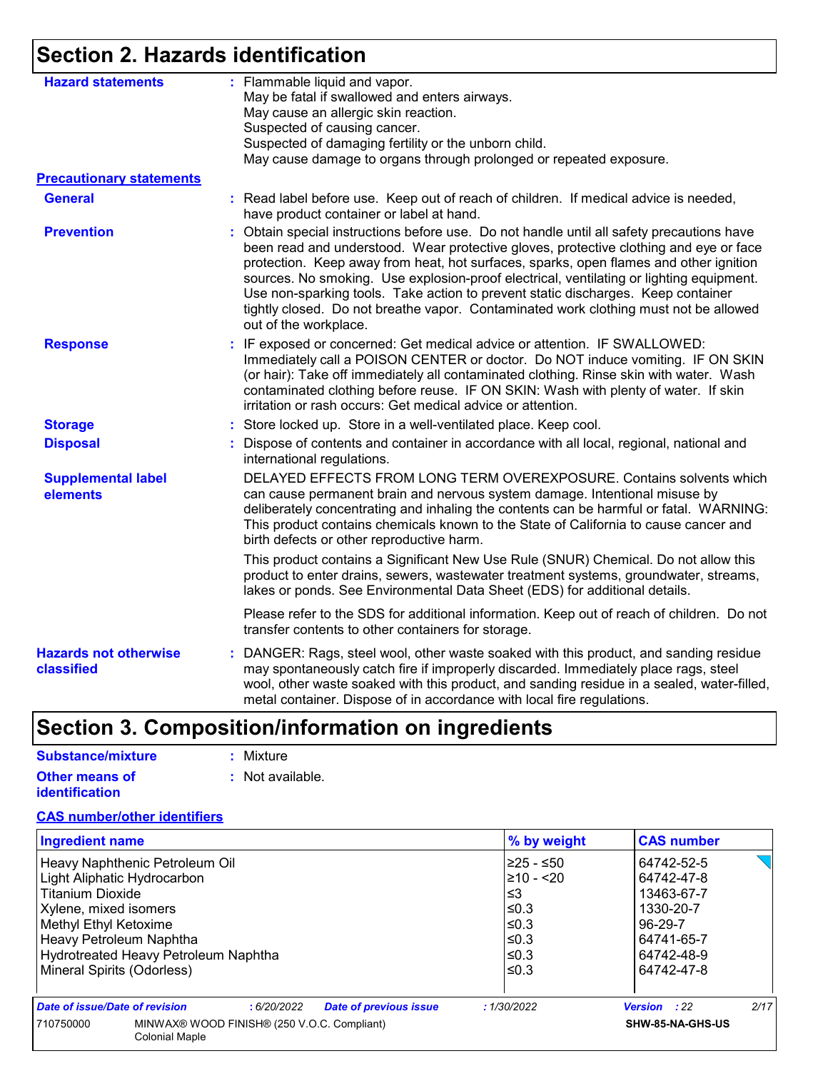## Section 2. Hazards identification

**Hazard statements** : Flammable liquid and vapor.
May be fatal if swallowed and enters airways.
May cause an allergic skin reaction.
Suspected of causing cancer.
Suspected of damaging fertility or the unborn child.
May cause damage to organs through prolonged or repeated exposure.

**Precautionary statements**

**General** : Read label before use. Keep out of reach of children. If medical advice is needed, have product container or label at hand.

**Prevention** : Obtain special instructions before use. Do not handle until all safety precautions have been read and understood. Wear protective gloves, protective clothing and eye or face protection. Keep away from heat, hot surfaces, sparks, open flames and other ignition sources. No smoking. Use explosion-proof electrical, ventilating or lighting equipment. Use non-sparking tools. Take action to prevent static discharges. Keep container tightly closed. Do not breathe vapor. Contaminated work clothing must not be allowed out of the workplace.

**Response** : IF exposed or concerned: Get medical advice or attention. IF SWALLOWED: Immediately call a POISON CENTER or doctor. Do NOT induce vomiting. IF ON SKIN (or hair): Take off immediately all contaminated clothing. Rinse skin with water. Wash contaminated clothing before reuse. IF ON SKIN: Wash with plenty of water. If skin irritation or rash occurs: Get medical advice or attention.

**Storage** : Store locked up. Store in a well-ventilated place. Keep cool.

**Disposal** : Dispose of contents and container in accordance with all local, regional, national and international regulations.

**Supplemental label elements**

DELAYED EFFECTS FROM LONG TERM OVEREXPOSURE. Contains solvents which can cause permanent brain and nervous system damage. Intentional misuse by deliberately concentrating and inhaling the contents can be harmful or fatal. WARNING: This product contains chemicals known to the State of California to cause cancer and birth defects or other reproductive harm.

This product contains a Significant New Use Rule (SNUR) Chemical. Do not allow this product to enter drains, sewers, wastewater treatment systems, groundwater, streams, lakes or ponds. See Environmental Data Sheet (EDS) for additional details.

Please refer to the SDS for additional information. Keep out of reach of children. Do not transfer contents to other containers for storage.

**Hazards not otherwise classified** : DANGER: Rags, steel wool, other waste soaked with this product, and sanding residue may spontaneously catch fire if improperly discarded. Immediately place rags, steel wool, other waste soaked with this product, and sanding residue in a sealed, water-filled, metal container. Dispose of in accordance with local fire regulations.

## Section 3. Composition/information on ingredients

**Substance/mixture** : Mixture

**Other means of identification** : Not available.

**CAS number/other identifiers**

| Ingredient name | % by weight | CAS number |
|---|---|---|
| Heavy Naphthenic Petroleum Oil | ≥25 - ≤50 | 64742-52-5 |
| Light Aliphatic Hydrocarbon | ≥10 - <20 | 64742-47-8 |
| Titanium Dioxide | ≤3 | 13463-67-7 |
| Xylene, mixed isomers | ≤0.3 | 1330-20-7 |
| Methyl Ethyl Ketoxime | ≤0.3 | 96-29-7 |
| Heavy Petroleum Naphtha | ≤0.3 | 64741-65-7 |
| Hydrotreated Heavy Petroleum Naphtha | ≤0.3 | 64742-48-9 |
| Mineral Spirits (Odorless) | ≤0.3 | 64742-47-8 |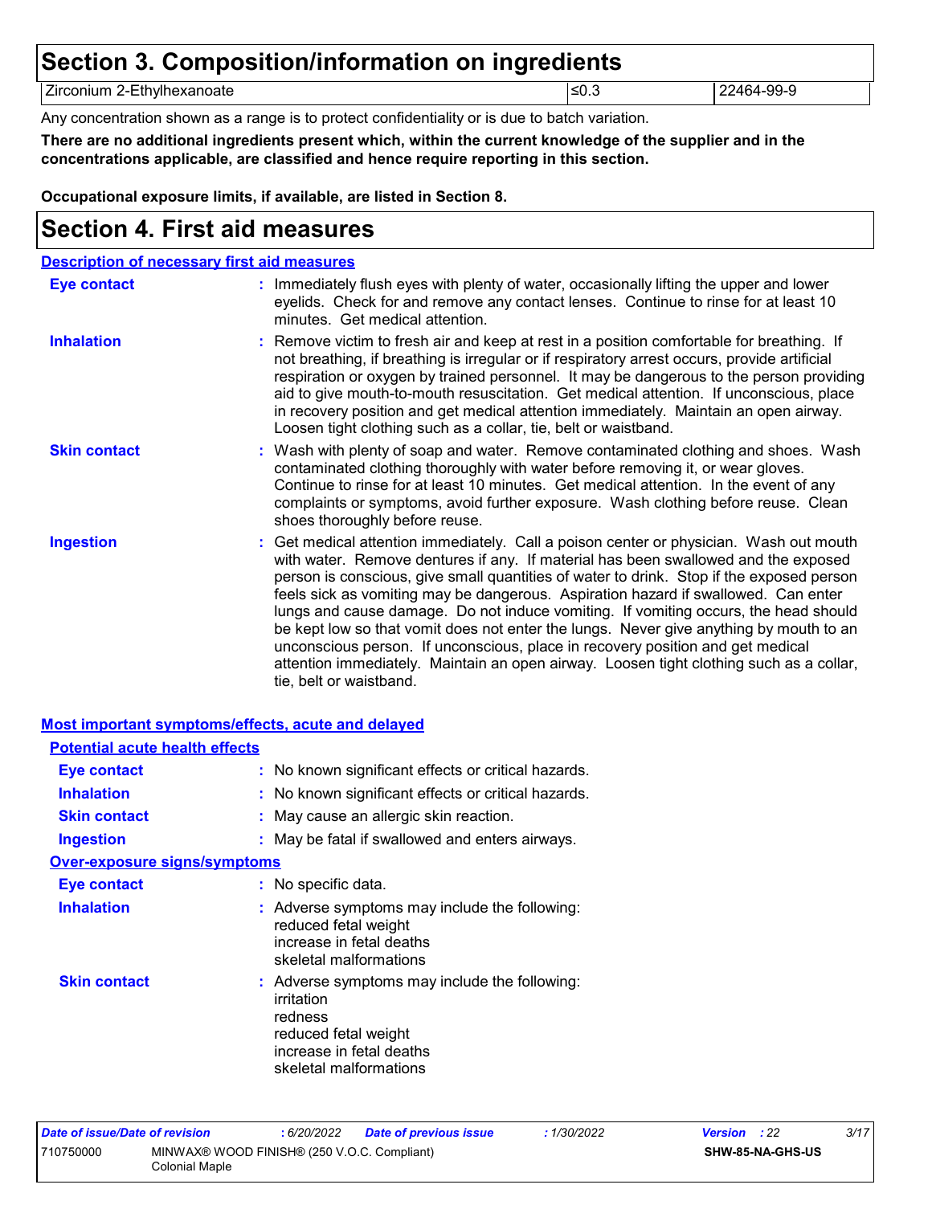# Section 3. Composition/information on ingredients

| Zirconium 2-Ethylhexanoate | ≤0.3 | 22464-99-9 |
|---|---|---|

Any concentration shown as a range is to protect confidentiality or is due to batch variation.

**There are no additional ingredients present which, within the current knowledge of the supplier and in the concentrations applicable, are classified and hence require reporting in this section.**

**Occupational exposure limits, if available, are listed in Section 8.**

# Section 4. First aid measures

## Description of necessary first aid measures

**Eye contact** : Immediately flush eyes with plenty of water, occasionally lifting the upper and lower eyelids. Check for and remove any contact lenses. Continue to rinse for at least 10 minutes. Get medical attention.

**Inhalation** : Remove victim to fresh air and keep at rest in a position comfortable for breathing. If not breathing, if breathing is irregular or if respiratory arrest occurs, provide artificial respiration or oxygen by trained personnel. It may be dangerous to the person providing aid to give mouth-to-mouth resuscitation. Get medical attention. If unconscious, place in recovery position and get medical attention immediately. Maintain an open airway. Loosen tight clothing such as a collar, tie, belt or waistband.

**Skin contact** : Wash with plenty of soap and water. Remove contaminated clothing and shoes. Wash contaminated clothing thoroughly with water before removing it, or wear gloves. Continue to rinse for at least 10 minutes. Get medical attention. In the event of any complaints or symptoms, avoid further exposure. Wash clothing before reuse. Clean shoes thoroughly before reuse.

**Ingestion** : Get medical attention immediately. Call a poison center or physician. Wash out mouth with water. Remove dentures if any. If material has been swallowed and the exposed person is conscious, give small quantities of water to drink. Stop if the exposed person feels sick as vomiting may be dangerous. Aspiration hazard if swallowed. Can enter lungs and cause damage. Do not induce vomiting. If vomiting occurs, the head should be kept low so that vomit does not enter the lungs. Never give anything by mouth to an unconscious person. If unconscious, place in recovery position and get medical attention immediately. Maintain an open airway. Loosen tight clothing such as a collar, tie, belt or waistband.

## Most important symptoms/effects, acute and delayed

### Potential acute health effects

**Eye contact** : No known significant effects or critical hazards.

**Inhalation** : No known significant effects or critical hazards.

**Skin contact** : May cause an allergic skin reaction.

**Ingestion** : May be fatal if swallowed and enters airways.

### Over-exposure signs/symptoms

**Eye contact** : No specific data.

**Inhalation** : Adverse symptoms may include the following:
reduced fetal weight
increase in fetal deaths
skeletal malformations

**Skin contact** : Adverse symptoms may include the following:
irritation
redness
reduced fetal weight
increase in fetal deaths
skeletal malformations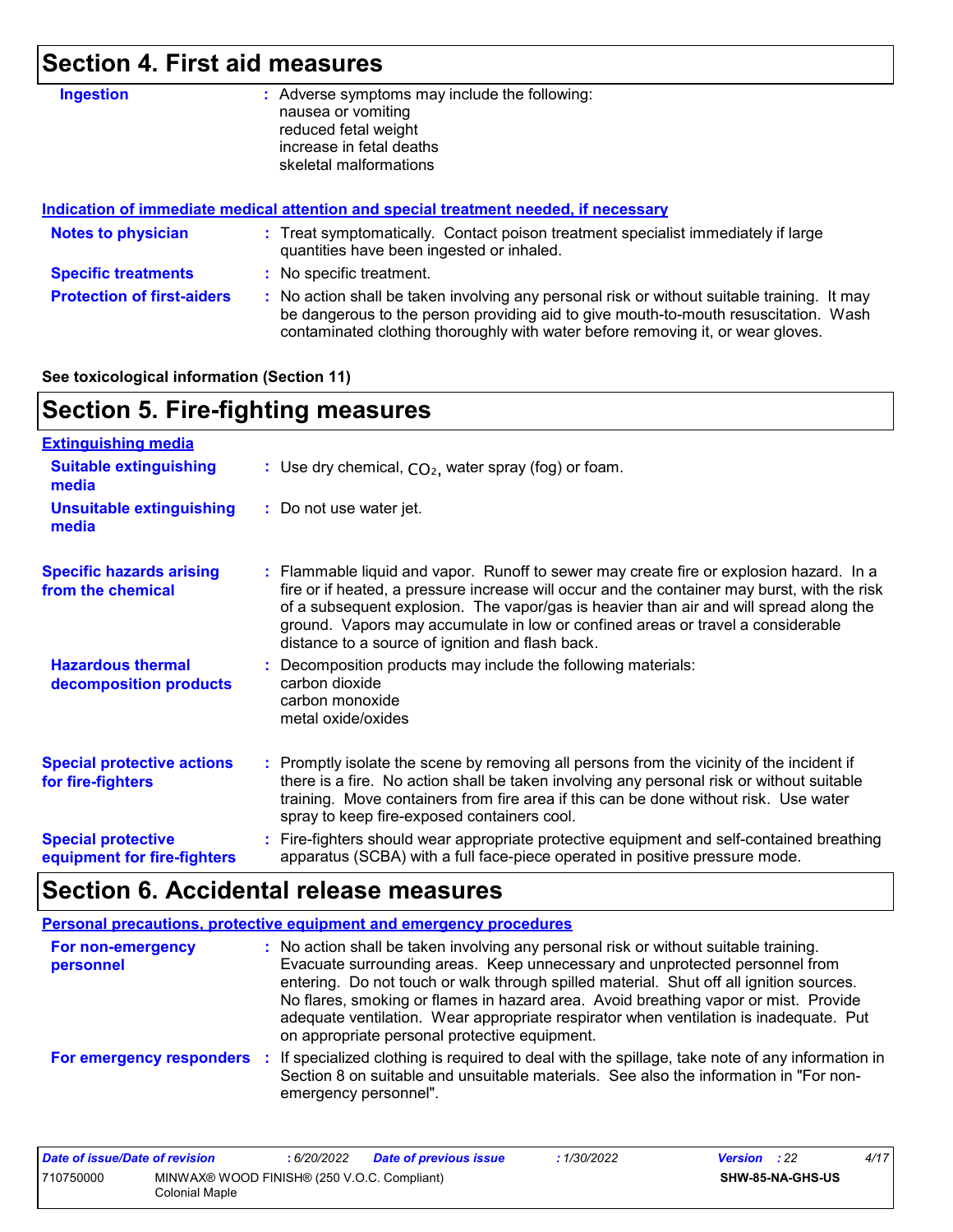## Section 4. First aid measures

**Ingestion** : Adverse symptoms may include the following:
nausea or vomiting
reduced fetal weight
increase in fetal deaths
skeletal malformations

### Indication of immediate medical attention and special treatment needed, if necessary

**Notes to physician** : Treat symptomatically. Contact poison treatment specialist immediately if large quantities have been ingested or inhaled.

**Specific treatments** : No specific treatment.

**Protection of first-aiders** : No action shall be taken involving any personal risk or without suitable training. It may be dangerous to the person providing aid to give mouth-to-mouth resuscitation. Wash contaminated clothing thoroughly with water before removing it, or wear gloves.

**See toxicological information (Section 11)**

## Section 5. Fire-fighting measures

### Extinguishing media

**Suitable extinguishing media** : Use dry chemical, $CO_2$, water spray (fog) or foam.

**Unsuitable extinguishing media** : Do not use water jet.

**Specific hazards arising from the chemical** : Flammable liquid and vapor. Runoff to sewer may create fire or explosion hazard. In a fire or if heated, a pressure increase will occur and the container may burst, with the risk of a subsequent explosion. The vapor/gas is heavier than air and will spread along the ground. Vapors may accumulate in low or confined areas or travel a considerable distance to a source of ignition and flash back.

**Hazardous thermal decomposition products** : Decomposition products may include the following materials:
carbon dioxide
carbon monoxide
metal oxide/oxides

**Special protective actions for fire-fighters** : Promptly isolate the scene by removing all persons from the vicinity of the incident if there is a fire. No action shall be taken involving any personal risk or without suitable training. Move containers from fire area if this can be done without risk. Use water spray to keep fire-exposed containers cool.

**Special protective equipment for fire-fighters** : Fire-fighters should wear appropriate protective equipment and self-contained breathing apparatus (SCBA) with a full face-piece operated in positive pressure mode.

## Section 6. Accidental release measures

### Personal precautions, protective equipment and emergency procedures

**For non-emergency personnel** : No action shall be taken involving any personal risk or without suitable training. Evacuate surrounding areas. Keep unnecessary and unprotected personnel from entering. Do not touch or walk through spilled material. Shut off all ignition sources. No flares, smoking or flames in hazard area. Avoid breathing vapor or mist. Provide adequate ventilation. Wear appropriate respirator when ventilation is inadequate. Put on appropriate personal protective equipment.

**For emergency responders** : If specialized clothing is required to deal with the spillage, take note of any information in Section 8 on suitable and unsuitable materials. See also the information in "For non-emergency personnel".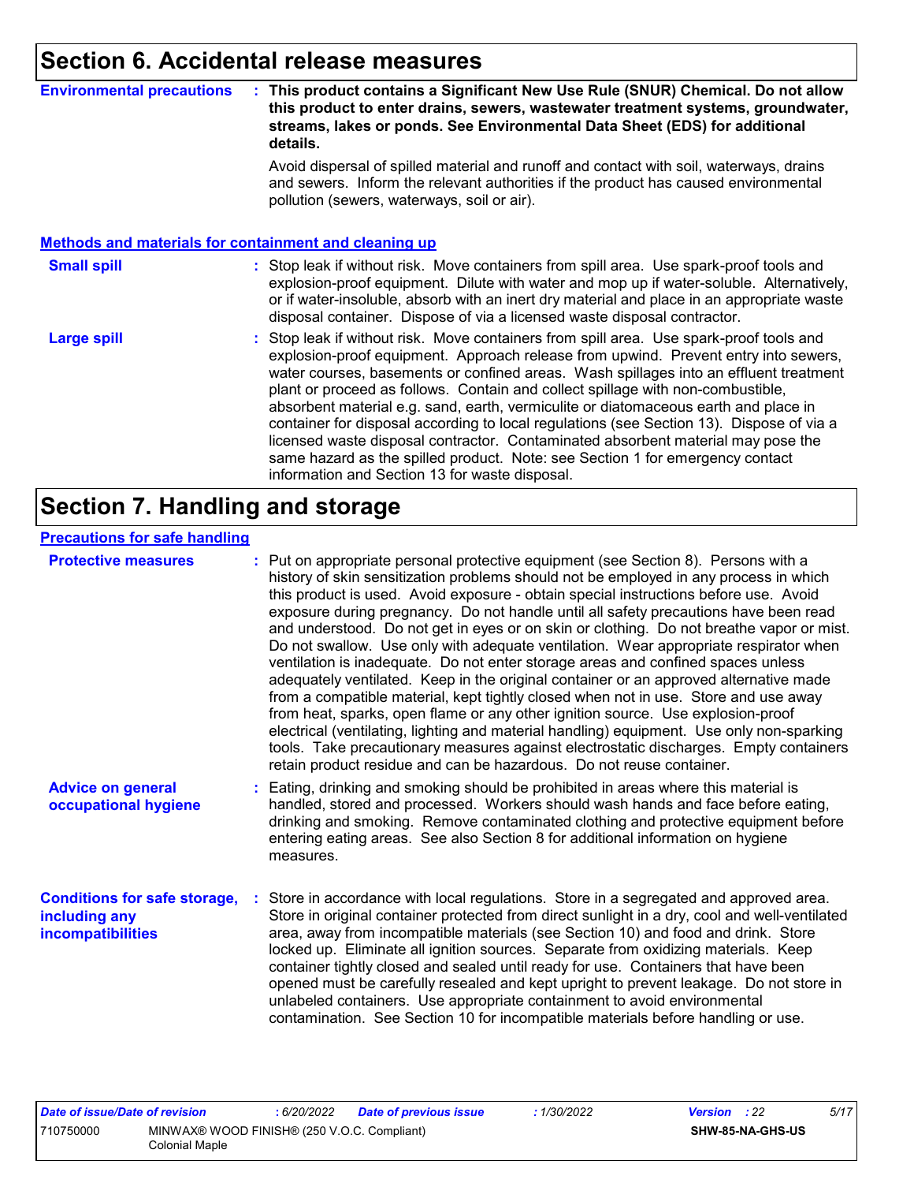# Section 6. Accidental release measures

**Environmental precautions** : **This product contains a Significant New Use Rule (SNUR) Chemical. Do not allow this product to enter drains, sewers, wastewater treatment systems, groundwater, streams, lakes or ponds. See Environmental Data Sheet (EDS) for additional details.**

Avoid dispersal of spilled material and runoff and contact with soil, waterways, drains and sewers. Inform the relevant authorities if the product has caused environmental pollution (sewers, waterways, soil or air).

## Methods and materials for containment and cleaning up

**Small spill** : Stop leak if without risk. Move containers from spill area. Use spark-proof tools and explosion-proof equipment. Dilute with water and mop up if water-soluble. Alternatively, or if water-insoluble, absorb with an inert dry material and place in an appropriate waste disposal container. Dispose of via a licensed waste disposal contractor.

**Large spill** : Stop leak if without risk. Move containers from spill area. Use spark-proof tools and explosion-proof equipment. Approach release from upwind. Prevent entry into sewers, water courses, basements or confined areas. Wash spillages into an effluent treatment plant or proceed as follows. Contain and collect spillage with non-combustible, absorbent material e.g. sand, earth, vermiculite or diatomaceous earth and place in container for disposal according to local regulations (see Section 13). Dispose of via a licensed waste disposal contractor. Contaminated absorbent material may pose the same hazard as the spilled product. Note: see Section 1 for emergency contact information and Section 13 for waste disposal.

# Section 7. Handling and storage

## Precautions for safe handling

**Protective measures** : Put on appropriate personal protective equipment (see Section 8). Persons with a history of skin sensitization problems should not be employed in any process in which this product is used. Avoid exposure - obtain special instructions before use. Avoid exposure during pregnancy. Do not handle until all safety precautions have been read and understood. Do not get in eyes or on skin or clothing. Do not breathe vapor or mist. Do not swallow. Use only with adequate ventilation. Wear appropriate respirator when ventilation is inadequate. Do not enter storage areas and confined spaces unless adequately ventilated. Keep in the original container or an approved alternative made from a compatible material, kept tightly closed when not in use. Store and use away from heat, sparks, open flame or any other ignition source. Use explosion-proof electrical (ventilating, lighting and material handling) equipment. Use only non-sparking tools. Take precautionary measures against electrostatic discharges. Empty containers retain product residue and can be hazardous. Do not reuse container.

**Advice on general occupational hygiene** : Eating, drinking and smoking should be prohibited in areas where this material is handled, stored and processed. Workers should wash hands and face before eating, drinking and smoking. Remove contaminated clothing and protective equipment before entering eating areas. See also Section 8 for additional information on hygiene measures.

**Conditions for safe storage, including any incompatibilities** : Store in accordance with local regulations. Store in a segregated and approved area. Store in original container protected from direct sunlight in a dry, cool and well-ventilated area, away from incompatible materials (see Section 10) and food and drink. Store locked up. Eliminate all ignition sources. Separate from oxidizing materials. Keep container tightly closed and sealed until ready for use. Containers that have been opened must be carefully resealed and kept upright to prevent leakage. Do not store in unlabeled containers. Use appropriate containment to avoid environmental contamination. See Section 10 for incompatible materials before handling or use.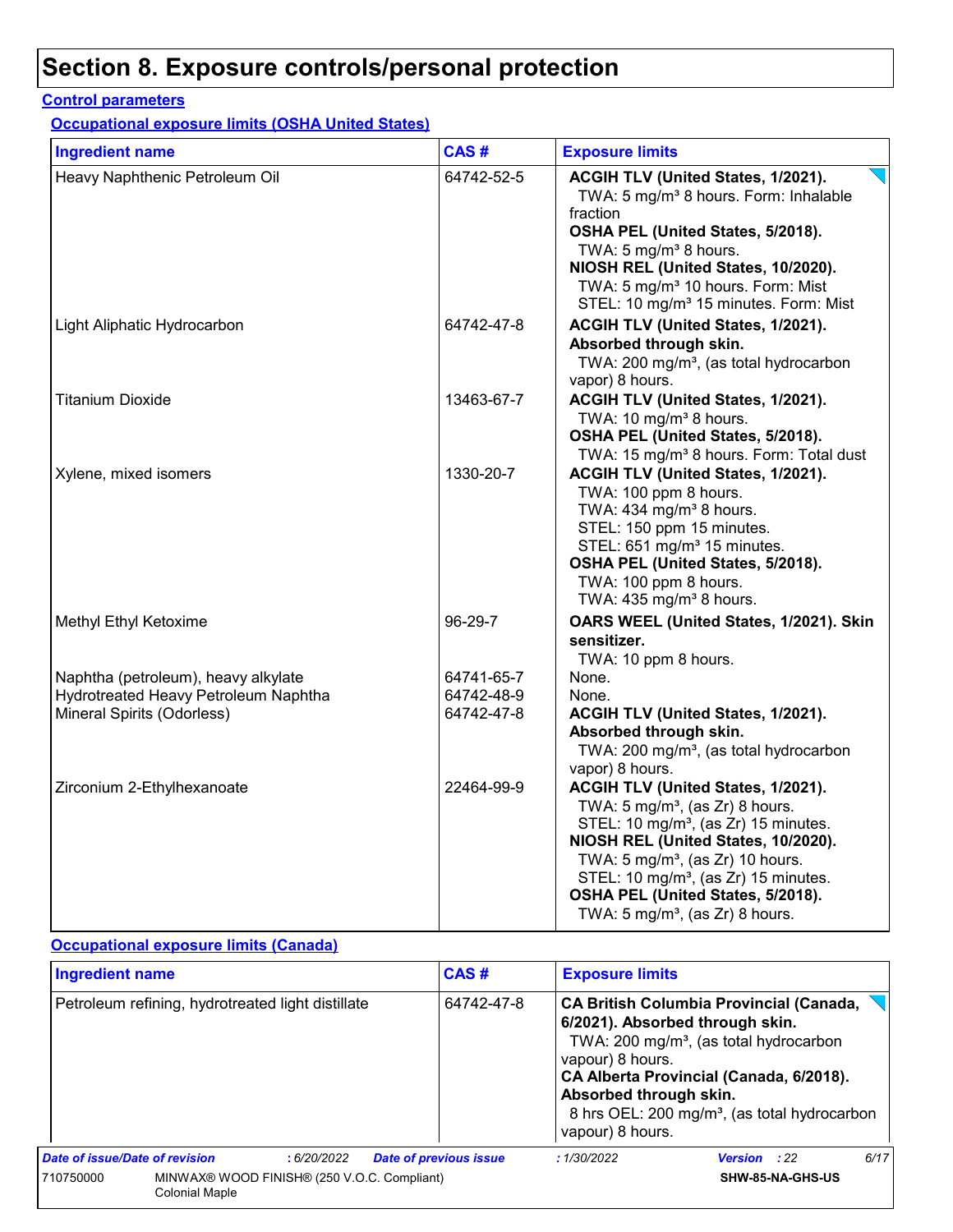# Section 8. Exposure controls/personal protection

**Control parameters**

**Occupational exposure limits (OSHA United States)**

| Ingredient name | CAS # | Exposure limits |
|---|---|---|
| Heavy Naphthenic Petroleum Oil | 64742-52-5 | **ACGIH TLV (United States, 1/2021).**<br>TWA: 5 mg/m³ 8 hours. Form: Inhalable fraction<br>**OSHA PEL (United States, 5/2018).**<br>TWA: 5 mg/m³ 8 hours.<br>**NIOSH REL (United States, 10/2020).**<br>TWA: 5 mg/m³ 10 hours. Form: Mist<br>STEL: 10 mg/m³ 15 minutes. Form: Mist |
| Light Aliphatic Hydrocarbon | 64742-47-8 | **ACGIH TLV (United States, 1/2021). Absorbed through skin.**<br>TWA: 200 mg/m³, (as total hydrocarbon vapor) 8 hours. |
| Titanium Dioxide | 13463-67-7 | **ACGIH TLV (United States, 1/2021).**<br>TWA: 10 mg/m³ 8 hours.<br>**OSHA PEL (United States, 5/2018).**<br>TWA: 15 mg/m³ 8 hours. Form: Total dust |
| Xylene, mixed isomers | 1330-20-7 | **ACGIH TLV (United States, 1/2021).**<br>TWA: 100 ppm 8 hours.<br>TWA: 434 mg/m³ 8 hours.<br>STEL: 150 ppm 15 minutes.<br>STEL: 651 mg/m³ 15 minutes.<br>**OSHA PEL (United States, 5/2018).**<br>TWA: 100 ppm 8 hours.<br>TWA: 435 mg/m³ 8 hours. |
| Methyl Ethyl Ketoxime | 96-29-7 | **OARS WEEL (United States, 1/2021). Skin sensitizer.**<br>TWA: 10 ppm 8 hours. |
| Naphtha (petroleum), heavy alkylate | 64741-65-7 | None. |
| Hydrotreated Heavy Petroleum Naphtha | 64742-48-9 | None. |
| Mineral Spirits (Odorless) | 64742-47-8 | **ACGIH TLV (United States, 1/2021). Absorbed through skin.**<br>TWA: 200 mg/m³, (as total hydrocarbon vapor) 8 hours. |
| Zirconium 2-Ethylhexanoate | 22464-99-9 | **ACGIH TLV (United States, 1/2021).**<br>TWA: 5 mg/m³, (as Zr) 8 hours.<br>STEL: 10 mg/m³, (as Zr) 15 minutes.<br>**NIOSH REL (United States, 10/2020).**<br>TWA: 5 mg/m³, (as Zr) 10 hours.<br>STEL: 10 mg/m³, (as Zr) 15 minutes.<br>**OSHA PEL (United States, 5/2018).**<br>TWA: 5 mg/m³, (as Zr) 8 hours. |

**Occupational exposure limits (Canada)**

| Ingredient name | CAS # | Exposure limits |
|---|---|---|
| Petroleum refining, hydrotreated light distillate | 64742-47-8 | **CA British Columbia Provincial (Canada, 6/2021). Absorbed through skin.**<br>TWA: 200 mg/m³, (as total hydrocarbon vapour) 8 hours.<br>**CA Alberta Provincial (Canada, 6/2018). Absorbed through skin.**<br>8 hrs OEL: 200 mg/m³, (as total hydrocarbon vapour) 8 hours. |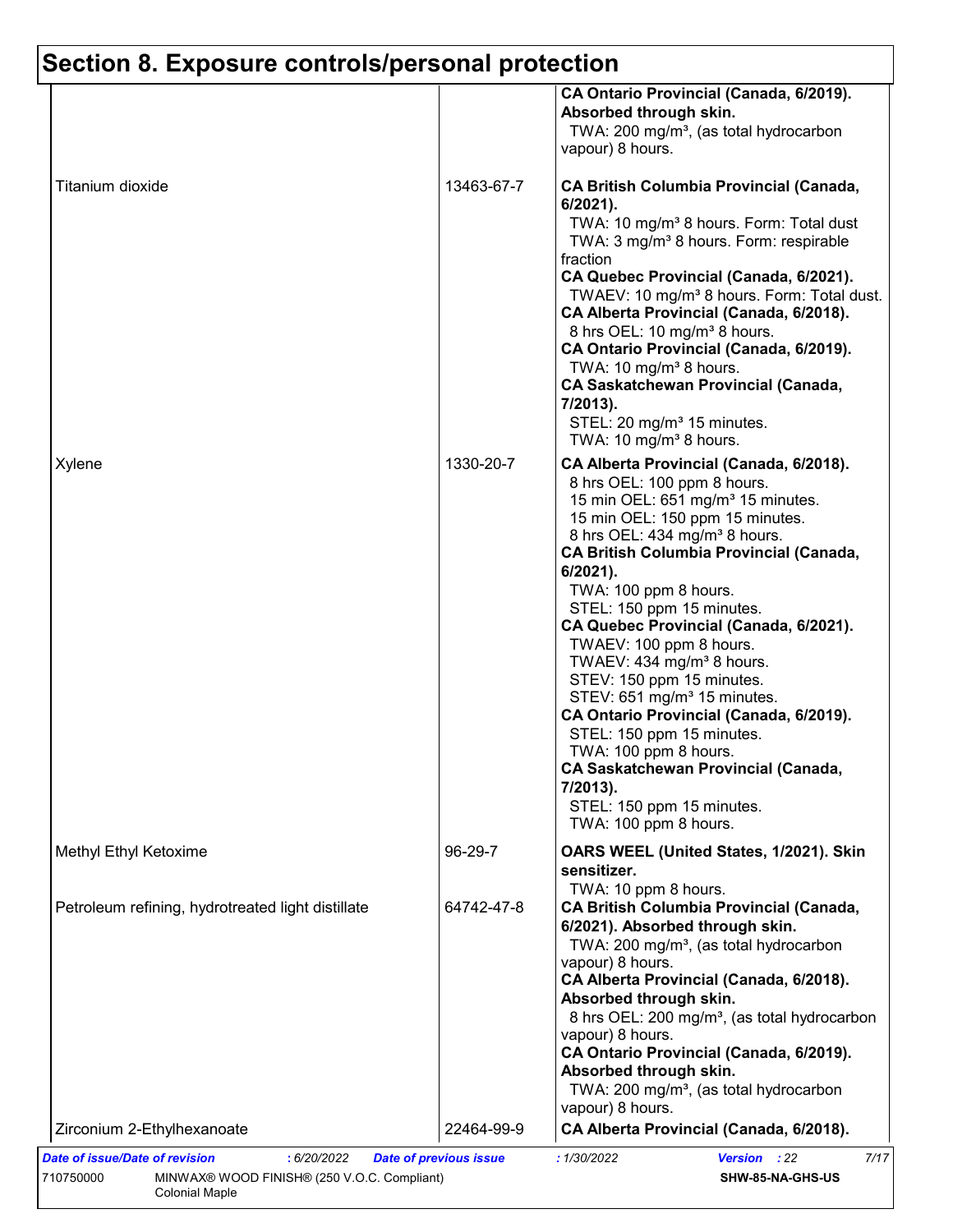# Section 8. Exposure controls/personal protection

| | | |
|---|---|---|
| | | **CA Ontario Provincial (Canada, 6/2019). Absorbed through skin.**<br>TWA: 200 mg/m³, (as total hydrocarbon vapour) 8 hours. |
| Titanium dioxide | 13463-67-7 | **CA British Columbia Provincial (Canada, 6/2021).**<br>TWA: 10 mg/m³ 8 hours. Form: Total dust<br>TWA: 3 mg/m³ 8 hours. Form: respirable fraction<br>**CA Quebec Provincial (Canada, 6/2021).**<br>TWAEV: 10 mg/m³ 8 hours. Form: Total dust.<br>**CA Alberta Provincial (Canada, 6/2018).**<br>8 hrs OEL: 10 mg/m³ 8 hours.<br>**CA Ontario Provincial (Canada, 6/2019).**<br>TWA: 10 mg/m³ 8 hours.<br>**CA Saskatchewan Provincial (Canada, 7/2013).**<br>STEL: 20 mg/m³ 15 minutes.<br>TWA: 10 mg/m³ 8 hours. |
| Xylene | 1330-20-7 | **CA Alberta Provincial (Canada, 6/2018).**<br>8 hrs OEL: 100 ppm 8 hours.<br>15 min OEL: 651 mg/m³ 15 minutes.<br>15 min OEL: 150 ppm 15 minutes.<br>8 hrs OEL: 434 mg/m³ 8 hours.<br>**CA British Columbia Provincial (Canada, 6/2021).**<br>TWA: 100 ppm 8 hours.<br>STEL: 150 ppm 15 minutes.<br>**CA Quebec Provincial (Canada, 6/2021).**<br>TWAEV: 100 ppm 8 hours.<br>TWAEV: 434 mg/m³ 8 hours.<br>STEV: 150 ppm 15 minutes.<br>STEV: 651 mg/m³ 15 minutes.<br>**CA Ontario Provincial (Canada, 6/2019).**<br>STEL: 150 ppm 15 minutes.<br>TWA: 100 ppm 8 hours.<br>**CA Saskatchewan Provincial (Canada, 7/2013).**<br>STEL: 150 ppm 15 minutes.<br>TWA: 100 ppm 8 hours. |
| Methyl Ethyl Ketoxime | 96-29-7 | **OARS WEEL (United States, 1/2021). Skin sensitizer.**<br>TWA: 10 ppm 8 hours. |
| Petroleum refining, hydrotreated light distillate | 64742-47-8 | **CA British Columbia Provincial (Canada, 6/2021). Absorbed through skin.**<br>TWA: 200 mg/m³, (as total hydrocarbon vapour) 8 hours.<br>**CA Alberta Provincial (Canada, 6/2018). Absorbed through skin.**<br>8 hrs OEL: 200 mg/m³, (as total hydrocarbon vapour) 8 hours.<br>**CA Ontario Provincial (Canada, 6/2019). Absorbed through skin.**<br>TWA: 200 mg/m³, (as total hydrocarbon vapour) 8 hours. |
| Zirconium 2-Ethylhexanoate | 22464-99-9 | **CA Alberta Provincial (Canada, 6/2018).** |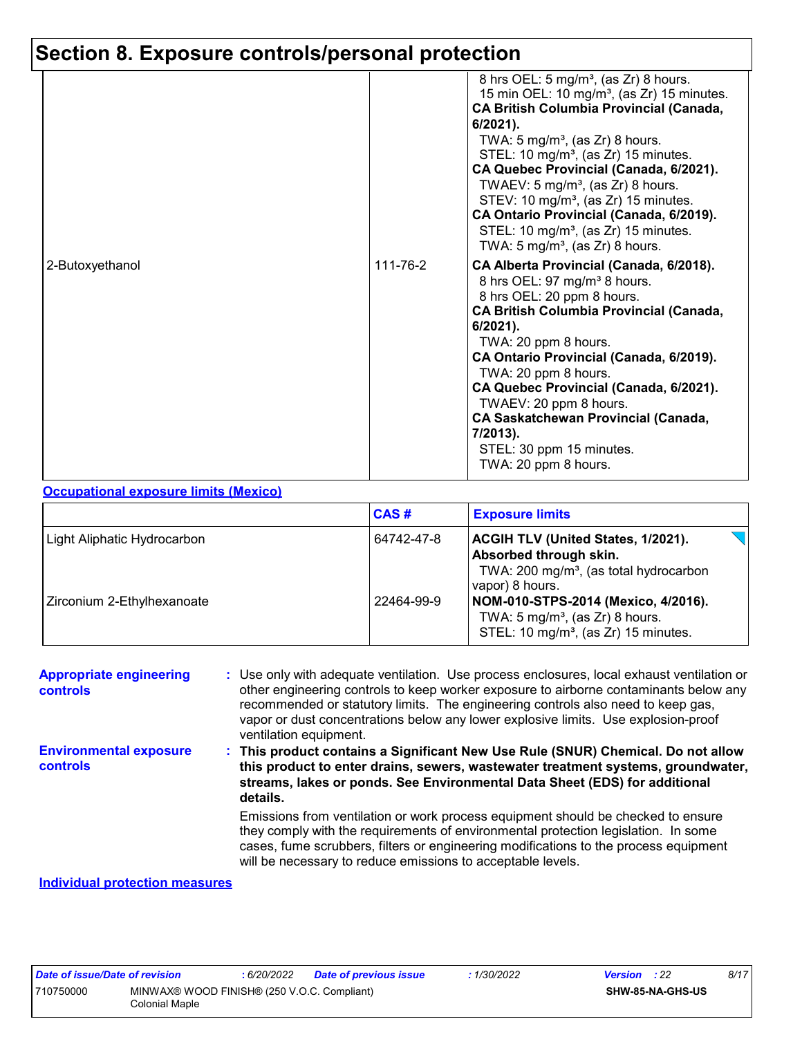## Section 8. Exposure controls/personal protection

| | | |
|---|---|---|
| | | 8 hrs OEL: 5 mg/m³, (as Zr) 8 hours.<br>15 min OEL: 10 mg/m³, (as Zr) 15 minutes.<br>**CA British Columbia Provincial (Canada, 6/2021).**<br>TWA: 5 mg/m³, (as Zr) 8 hours.<br>STEL: 10 mg/m³, (as Zr) 15 minutes.<br>**CA Quebec Provincial (Canada, 6/2021).**<br>TWAEV: 5 mg/m³, (as Zr) 8 hours.<br>STEV: 10 mg/m³, (as Zr) 15 minutes.<br>**CA Ontario Provincial (Canada, 6/2019).**<br>STEL: 10 mg/m³, (as Zr) 15 minutes.<br>TWA: 5 mg/m³, (as Zr) 8 hours. |
| 2-Butoxyethanol | 111-76-2 | **CA Alberta Provincial (Canada, 6/2018).**<br>8 hrs OEL: 97 mg/m³ 8 hours.<br>8 hrs OEL: 20 ppm 8 hours.<br>**CA British Columbia Provincial (Canada, 6/2021).**<br>TWA: 20 ppm 8 hours.<br>**CA Ontario Provincial (Canada, 6/2019).**<br>TWA: 20 ppm 8 hours.<br>**CA Quebec Provincial (Canada, 6/2021).**<br>TWAEV: 20 ppm 8 hours.<br>**CA Saskatchewan Provincial (Canada, 7/2013).**<br>STEL: 30 ppm 15 minutes.<br>TWA: 20 ppm 8 hours. |

**Occupational exposure limits (Mexico)**

| | CAS # | Exposure limits |
|---|---|---|
| Light Aliphatic Hydrocarbon | 64742-47-8 | **ACGIH TLV (United States, 1/2021). Absorbed through skin.**<br>TWA: 200 mg/m³, (as total hydrocarbon vapor) 8 hours. |
| Zirconium 2-Ethylhexanoate | 22464-99-9 | **NOM-010-STPS-2014 (Mexico, 4/2016).**<br>TWA: 5 mg/m³, (as Zr) 8 hours.<br>STEL: 10 mg/m³, (as Zr) 15 minutes. |

**Appropriate engineering controls** : Use only with adequate ventilation. Use process enclosures, local exhaust ventilation or other engineering controls to keep worker exposure to airborne contaminants below any recommended or statutory limits. The engineering controls also need to keep gas, vapor or dust concentrations below any lower explosive limits. Use explosion-proof ventilation equipment.

**Environmental exposure controls** : **This product contains a Significant New Use Rule (SNUR) Chemical. Do not allow this product to enter drains, sewers, wastewater treatment systems, groundwater, streams, lakes or ponds. See Environmental Data Sheet (EDS) for additional details.**

Emissions from ventilation or work process equipment should be checked to ensure they comply with the requirements of environmental protection legislation. In some cases, fume scrubbers, filters or engineering modifications to the process equipment will be necessary to reduce emissions to acceptable levels.

**Individual protection measures**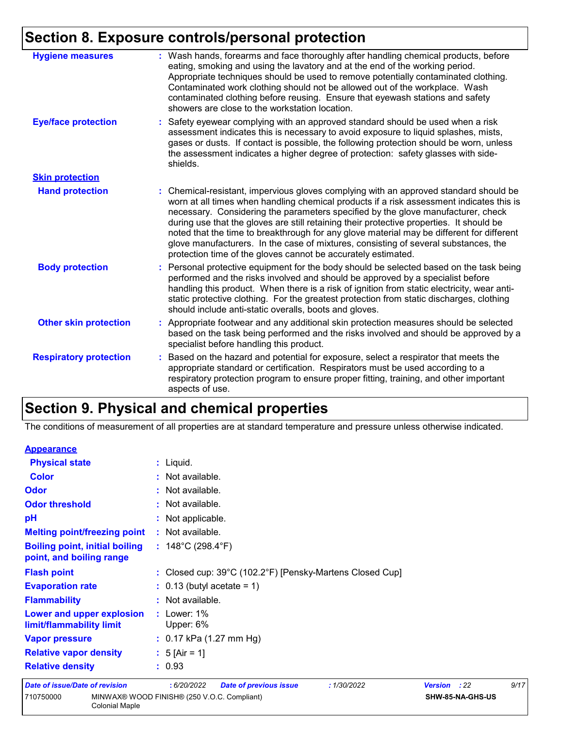## Section 8. Exposure controls/personal protection

**Hygiene measures** : Wash hands, forearms and face thoroughly after handling chemical products, before eating, smoking and using the lavatory and at the end of the working period. Appropriate techniques should be used to remove potentially contaminated clothing. Contaminated work clothing should not be allowed out of the workplace. Wash contaminated clothing before reusing. Ensure that eyewash stations and safety showers are close to the workstation location.

**Eye/face protection** : Safety eyewear complying with an approved standard should be used when a risk assessment indicates this is necessary to avoid exposure to liquid splashes, mists, gases or dusts. If contact is possible, the following protection should be worn, unless the assessment indicates a higher degree of protection: safety glasses with side-shields.

**Skin protection**

**Hand protection** : Chemical-resistant, impervious gloves complying with an approved standard should be worn at all times when handling chemical products if a risk assessment indicates this is necessary. Considering the parameters specified by the glove manufacturer, check during use that the gloves are still retaining their protective properties. It should be noted that the time to breakthrough for any glove material may be different for different glove manufacturers. In the case of mixtures, consisting of several substances, the protection time of the gloves cannot be accurately estimated.

**Body protection** : Personal protective equipment for the body should be selected based on the task being performed and the risks involved and should be approved by a specialist before handling this product. When there is a risk of ignition from static electricity, wear anti-static protective clothing. For the greatest protection from static discharges, clothing should include anti-static overalls, boots and gloves.

**Other skin protection** : Appropriate footwear and any additional skin protection measures should be selected based on the task being performed and the risks involved and should be approved by a specialist before handling this product.

**Respiratory protection** : Based on the hazard and potential for exposure, select a respirator that meets the appropriate standard or certification. Respirators must be used according to a respiratory protection program to ensure proper fitting, training, and other important aspects of use.

## Section 9. Physical and chemical properties

The conditions of measurement of all properties are at standard temperature and pressure unless otherwise indicated.

**Appearance**

**Physical state** : Liquid.

**Color** : Not available.

**Odor** : Not available.

**Odor threshold** : Not available.

**pH** : Not applicable.

**Melting point/freezing point** : Not available.

**Boiling point, initial boiling point, and boiling range** : 148°C (298.4°F)

**Flash point** : Closed cup: 39°C (102.2°F) [Pensky-Martens Closed Cup]

**Evaporation rate** : 0.13 (butyl acetate = 1)

**Flammability** : Not available.

**Lower and upper explosion limit/flammability limit** : Lower: 1%
Upper: 6%

**Vapor pressure** : 0.17 kPa (1.27 mm Hg)

**Relative vapor density** : 5 [Air = 1]

**Relative density** : 0.93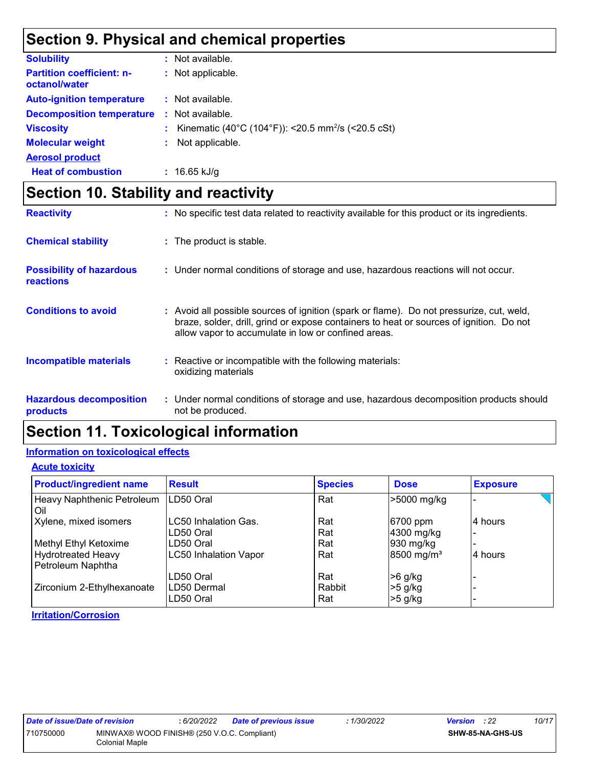## Section 9. Physical and chemical properties

**Solubility** : Not available.

**Partition coefficient: n-octanol/water** : Not applicable.

**Auto-ignition temperature** : Not available.

**Decomposition temperature** : Not available.

**Viscosity** : Kinematic (40°C (104°F)): <20.5 $mm^2$/s (<20.5 cSt)

**Molecular weight** : Not applicable.

**Aerosol product**

**Heat of combustion** : 16.65 kJ/g

## Section 10. Stability and reactivity

**Reactivity** : No specific test data related to reactivity available for this product or its ingredients.

**Chemical stability** : The product is stable.

**Possibility of hazardous reactions** : Under normal conditions of storage and use, hazardous reactions will not occur.

**Conditions to avoid** : Avoid all possible sources of ignition (spark or flame). Do not pressurize, cut, weld, braze, solder, drill, grind or expose containers to heat or sources of ignition. Do not allow vapor to accumulate in low or confined areas.

**Incompatible materials** : Reactive or incompatible with the following materials: oxidizing materials

**Hazardous decomposition products** : Under normal conditions of storage and use, hazardous decomposition products should not be produced.

## Section 11. Toxicological information

### Information on toxicological effects

#### Acute toxicity

| Product/ingredient name | Result | Species | Dose | Exposure |
|---|---|---|---|---|
| Heavy Naphthenic Petroleum Oil | LD50 Oral | Rat | >5000 mg/kg | - |
| Xylene, mixed isomers | LC50 Inhalation Gas. | Rat | 6700 ppm | 4 hours |
| | LD50 Oral | Rat | 4300 mg/kg | - |
| Methyl Ethyl Ketoxime | LD50 Oral | Rat | 930 mg/kg | - |
| Hydrotreated Heavy Petroleum Naphtha | LC50 Inhalation Vapor | Rat | 8500 mg/m³ | 4 hours |
| | LD50 Oral | Rat | >6 g/kg | - |
| Zirconium 2-Ethylhexanoate | LD50 Dermal | Rabbit | >5 g/kg | - |
| | LD50 Oral | Rat | >5 g/kg | - |

#### Irritation/Corrosion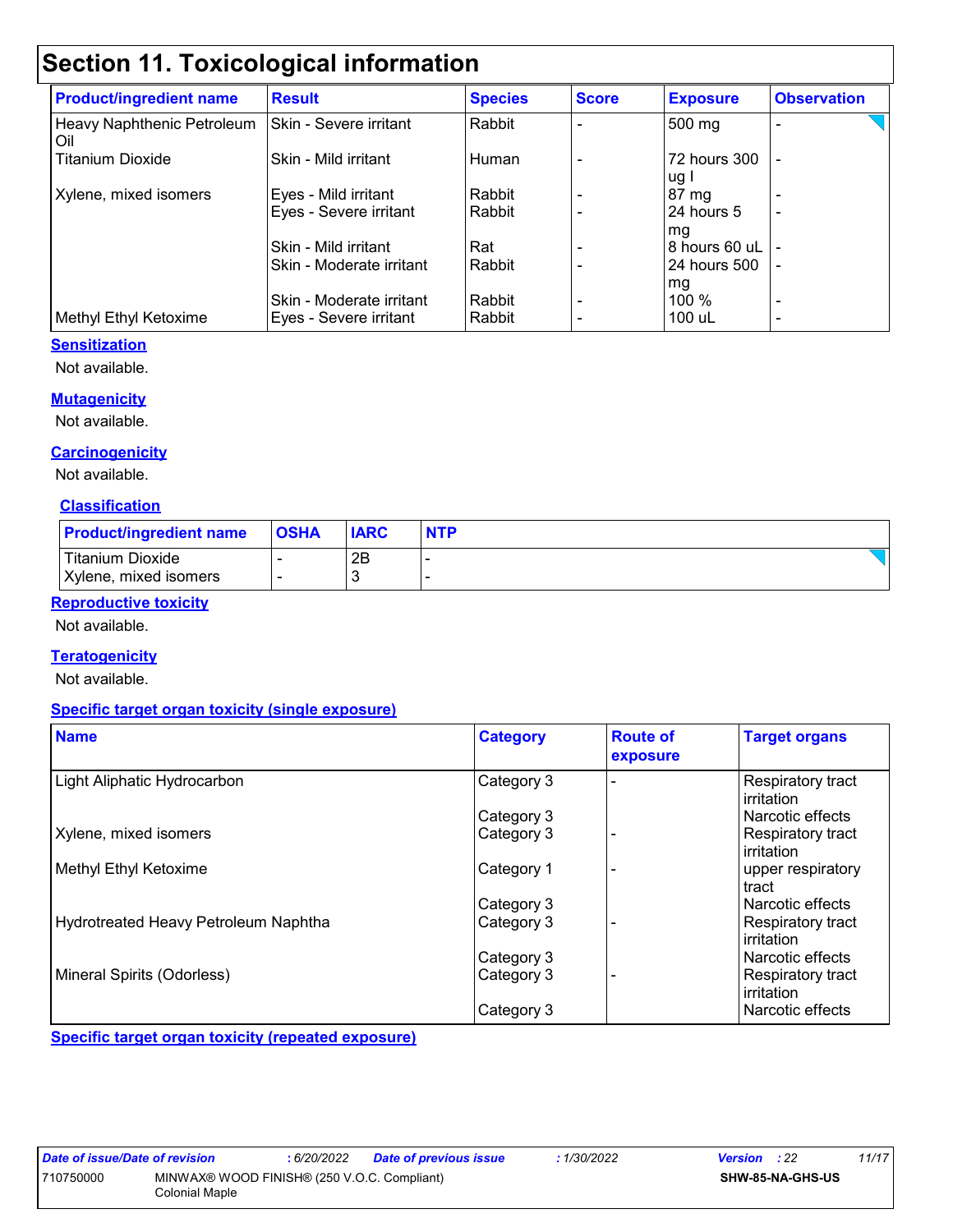# Section 11. Toxicological information

| Product/ingredient name | Result | Species | Score | Exposure | Observation |
|---|---|---|---|---|---|
| Heavy Naphthenic Petroleum Oil | Skin - Severe irritant | Rabbit | - | 500 mg | - |
| Titanium Dioxide | Skin - Mild irritant | Human | - | 72 hours 300 ug I | - |
| Xylene, mixed isomers | Eyes - Mild irritant | Rabbit | - | 87 mg | - |
| | Eyes - Severe irritant | Rabbit | - | 24 hours 5 mg | - |
| | Skin - Mild irritant | Rat | - | 8 hours 60 uL | - |
| | Skin - Moderate irritant | Rabbit | - | 24 hours 500 mg | - |
| | Skin - Moderate irritant | Rabbit | - | 100 % | - |
| Methyl Ethyl Ketoxime | Eyes - Severe irritant | Rabbit | - | 100 uL | - |

**Sensitization**

Not available.

**Mutagenicity**

Not available.

**Carcinogenicity**

Not available.

**Classification**

| Product/ingredient name | OSHA | IARC | NTP |
|---|---|---|---|
| Titanium Dioxide | - | 2B | - |
| Xylene, mixed isomers | - | 3 | - |

**Reproductive toxicity**

Not available.

**Teratogenicity**

Not available.

**Specific target organ toxicity (single exposure)**

| Name | Category | Route of exposure | Target organs |
|---|---|---|---|
| Light Aliphatic Hydrocarbon | Category 3 | - | Respiratory tract irritation |
| | Category 3 | | Narcotic effects |
| Xylene, mixed isomers | Category 3 | - | Respiratory tract irritation |
| Methyl Ethyl Ketoxime | Category 1 | - | upper respiratory tract |
| | Category 3 | | Narcotic effects |
| Hydrotreated Heavy Petroleum Naphtha | Category 3 | - | Respiratory tract irritation |
| | Category 3 | | Narcotic effects |
| Mineral Spirits (Odorless) | Category 3 | - | Respiratory tract irritation |
| | Category 3 | | Narcotic effects |

**Specific target organ toxicity (repeated exposure)**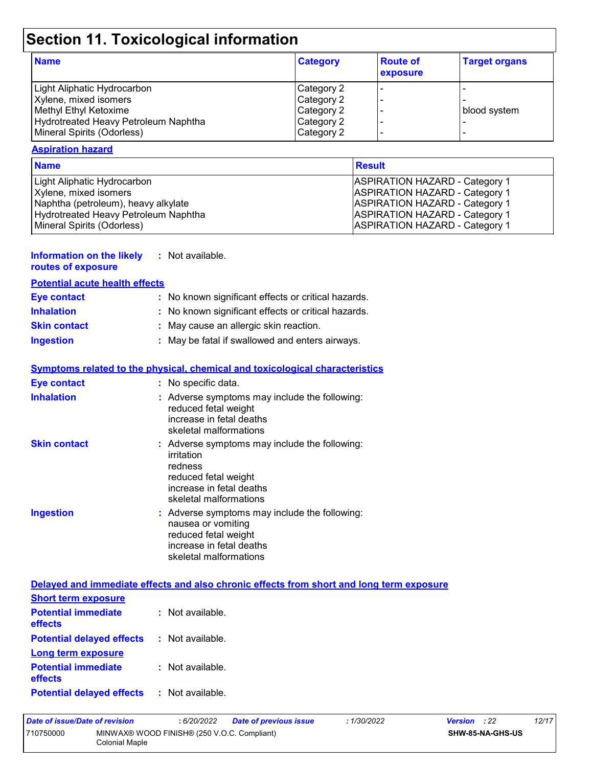# Section 11. Toxicological information

| Name | Category | Route of exposure | Target organs |
|---|---|---|---|
| Light Aliphatic Hydrocarbon | Category 2 | - | - |
| Xylene, mixed isomers | Category 2 | - | - |
| Methyl Ethyl Ketoxime | Category 2 | - | blood system |
| Hydrotreated Heavy Petroleum Naphtha | Category 2 | - | - |
| Mineral Spirits (Odorless) | Category 2 | - | - |

**Aspiration hazard**

| Name | Result |
|---|---|
| Light Aliphatic Hydrocarbon | ASPIRATION HAZARD - Category 1 |
| Xylene, mixed isomers | ASPIRATION HAZARD - Category 1 |
| Naphtha (petroleum), heavy alkylate | ASPIRATION HAZARD - Category 1 |
| Hydrotreated Heavy Petroleum Naphtha | ASPIRATION HAZARD - Category 1 |
| Mineral Spirits (Odorless) | ASPIRATION HAZARD - Category 1 |

**Information on the likely routes of exposure** : Not available.

**Potential acute health effects**

**Eye contact** : No known significant effects or critical hazards.

**Inhalation** : No known significant effects or critical hazards.

**Skin contact** : May cause an allergic skin reaction.

**Ingestion** : May be fatal if swallowed and enters airways.

**Symptoms related to the physical, chemical and toxicological characteristics**

**Eye contact** : No specific data.

**Inhalation** : Adverse symptoms may include the following:
reduced fetal weight
increase in fetal deaths
skeletal malformations

**Skin contact** : Adverse symptoms may include the following:
irritation
redness
reduced fetal weight
increase in fetal deaths
skeletal malformations

**Ingestion** : Adverse symptoms may include the following:
nausea or vomiting
reduced fetal weight
increase in fetal deaths
skeletal malformations

**Delayed and immediate effects and also chronic effects from short and long term exposure**

**Short term exposure**

**Potential immediate effects** : Not available.

**Potential delayed effects** : Not available.

**Long term exposure**

**Potential immediate effects** : Not available.

**Potential delayed effects** : Not available.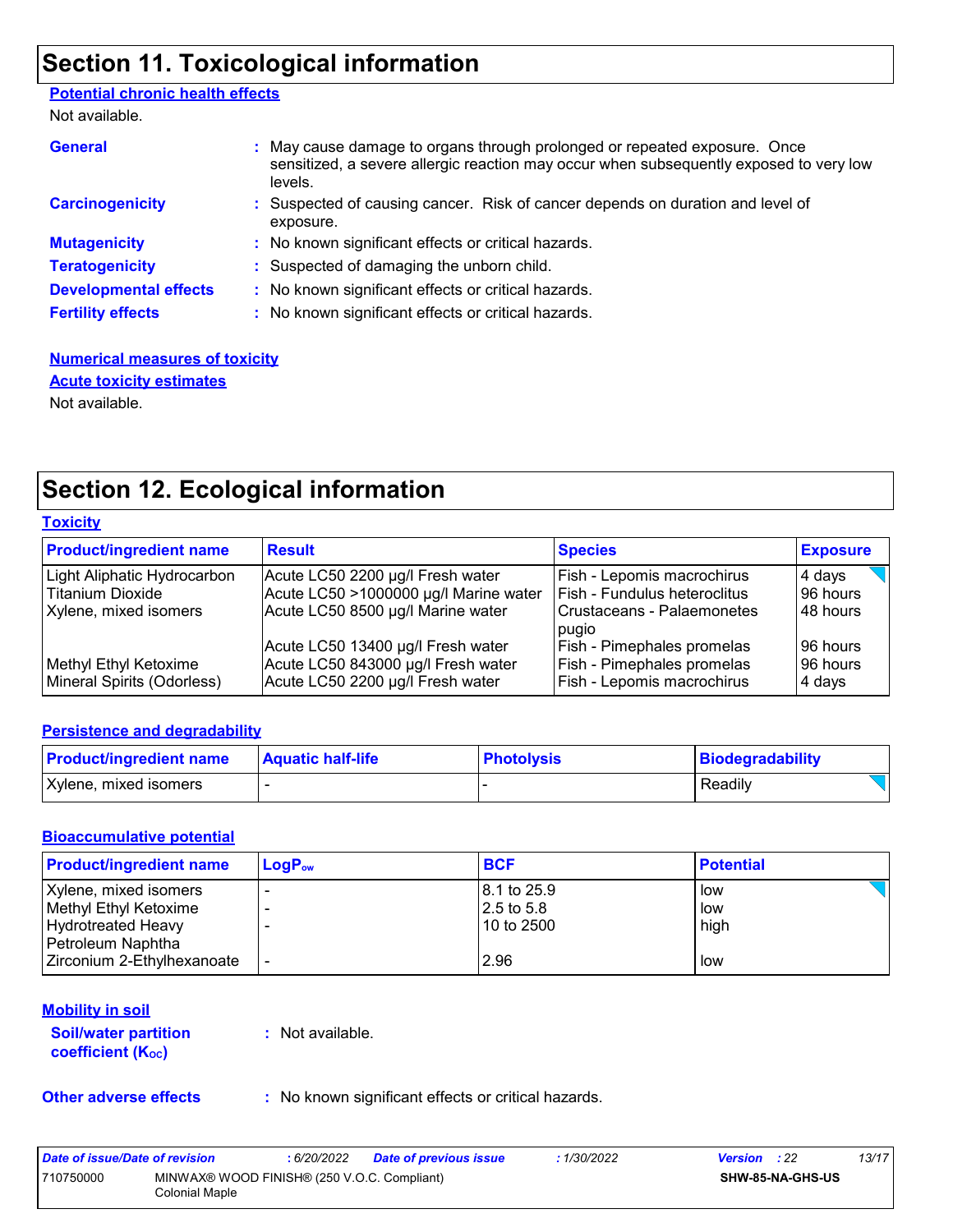# Section 11. Toxicological information

**Potential chronic health effects**

Not available.

**General** : May cause damage to organs through prolonged or repeated exposure. Once sensitized, a severe allergic reaction may occur when subsequently exposed to very low levels.

**Carcinogenicity** : Suspected of causing cancer. Risk of cancer depends on duration and level of exposure.

**Mutagenicity** : No known significant effects or critical hazards.

**Teratogenicity** : Suspected of damaging the unborn child.

**Developmental effects** : No known significant effects or critical hazards.

**Fertility effects** : No known significant effects or critical hazards.

**Numerical measures of toxicity**

**Acute toxicity estimates**

Not available.

# Section 12. Ecological information

**Toxicity**

| Product/ingredient name | Result | Species | Exposure |
|---|---|---|---|
| Light Aliphatic Hydrocarbon | Acute LC50 2200 µg/l Fresh water | Fish - Lepomis macrochirus | 4 days |
| Titanium Dioxide | Acute LC50 >1000000 µg/l Marine water | Fish - Fundulus heteroclitus | 96 hours |
| Xylene, mixed isomers | Acute LC50 8500 µg/l Marine water | Crustaceans - Palaemonetes pugio | 48 hours |
| | Acute LC50 13400 µg/l Fresh water | Fish - Pimephales promelas | 96 hours |
| Methyl Ethyl Ketoxime | Acute LC50 843000 µg/l Fresh water | Fish - Pimephales promelas | 96 hours |
| Mineral Spirits (Odorless) | Acute LC50 2200 µg/l Fresh water | Fish - Lepomis macrochirus | 4 days |

**Persistence and degradability**

| Product/ingredient name | Aquatic half-life | Photolysis | Biodegradability |
|---|---|---|---|
| Xylene, mixed isomers | - | - | Readily |

**Bioaccumulative potential**

| Product/ingredient name | $LogP_{ow}$ | BCF | Potential |
|---|---|---|---|
| Xylene, mixed isomers | - | 8.1 to 25.9 | low |
| Methyl Ethyl Ketoxime | - | 2.5 to 5.8 | low |
| Hydrotreated Heavy Petroleum Naphtha | - | 10 to 2500 | high |
| Zirconium 2-Ethylhexanoate | - | 2.96 | low |

**Mobility in soil**

**Soil/water partition coefficient ($K_{OC}$)** : Not available.

**Other adverse effects** : No known significant effects or critical hazards.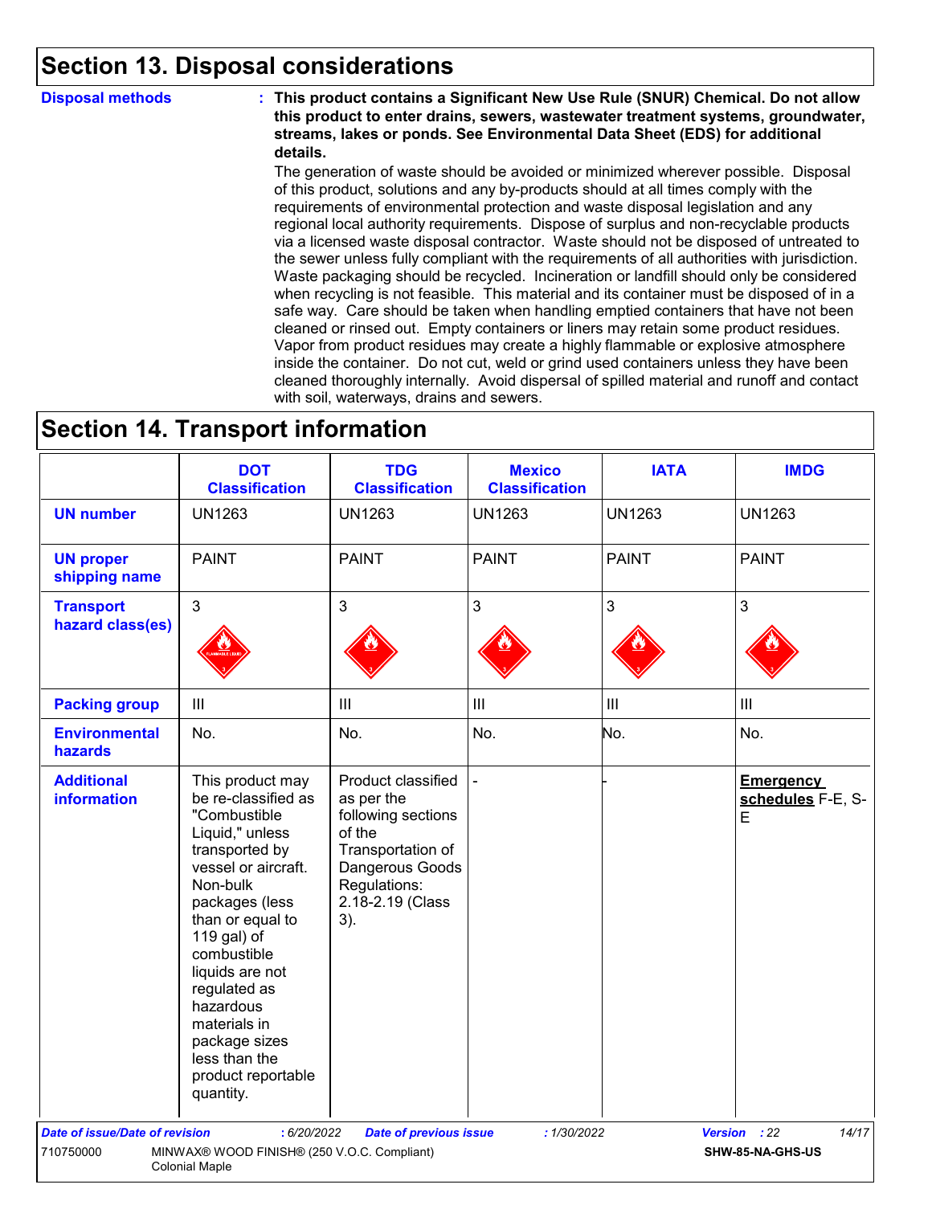## Section 13. Disposal considerations

**Disposal methods** : **This product contains a Significant New Use Rule (SNUR) Chemical. Do not allow this product to enter drains, sewers, wastewater treatment systems, groundwater, streams, lakes or ponds. See Environmental Data Sheet (EDS) for additional details.**

The generation of waste should be avoided or minimized wherever possible. Disposal of this product, solutions and any by-products should at all times comply with the requirements of environmental protection and waste disposal legislation and any regional local authority requirements. Dispose of surplus and non-recyclable products via a licensed waste disposal contractor. Waste should not be disposed of untreated to the sewer unless fully compliant with the requirements of all authorities with jurisdiction. Waste packaging should be recycled. Incineration or landfill should only be considered when recycling is not feasible. This material and its container must be disposed of in a safe way. Care should be taken when handling emptied containers that have not been cleaned or rinsed out. Empty containers or liners may retain some product residues. Vapor from product residues may create a highly flammable or explosive atmosphere inside the container. Do not cut, weld or grind used containers unless they have been cleaned thoroughly internally. Avoid dispersal of spilled material and runoff and contact with soil, waterways, drains and sewers.

## Section 14. Transport information

| | DOT Classification | TDG Classification | Mexico Classification | IATA | IMDG |
|---|---|---|---|---|---|
| **UN number** | UN1263 | UN1263 | UN1263 | UN1263 | UN1263 |
| **UN proper shipping name** | PAINT | PAINT | PAINT | PAINT | PAINT |
| **Transport hazard class(es)** | 3 | 3 | 3 | 3 | 3 |
| **Packing group** | III | III | III | III | III |
| **Environmental hazards** | No. | No. | No. | No. | No. |
| **Additional information** | This product may be re-classified as "Combustible Liquid," unless transported by vessel or aircraft. Non-bulk packages (less than or equal to 119 gal) of combustible liquids are not regulated as hazardous materials in package sizes less than the product reportable quantity. | Product classified as per the following sections of the Transportation of Dangerous Goods Regulations: 2.18-2.19 (Class 3). | - | - | **Emergency schedules** F-E, S-E |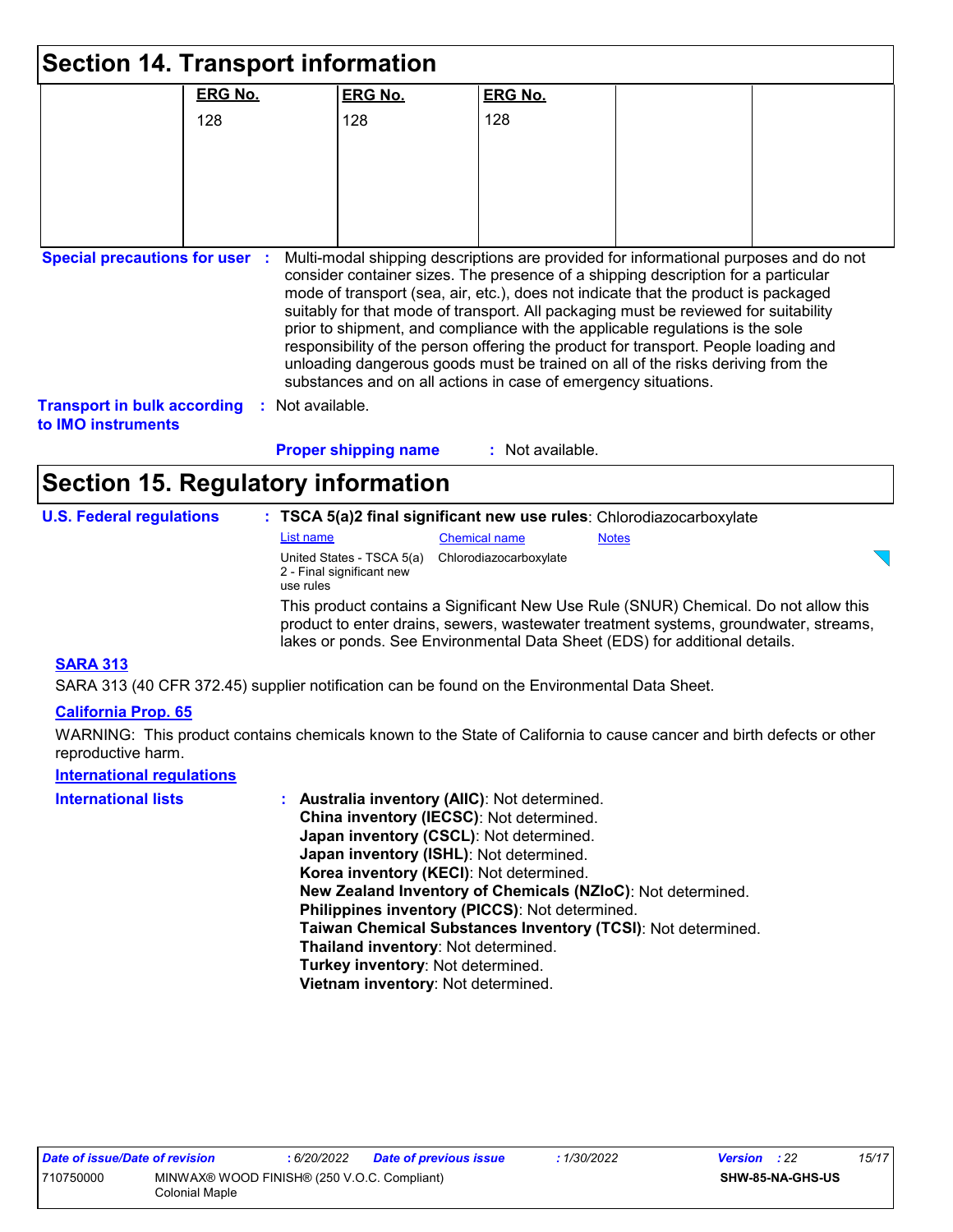## Section 14. Transport information

| | ERG No. | ERG No. | ERG No. | | |
|---|---|---|---|---|---|
| | 128 | 128 | 128 | | |

**Special precautions for user** : Multi-modal shipping descriptions are provided for informational purposes and do not consider container sizes. The presence of a shipping description for a particular mode of transport (sea, air, etc.), does not indicate that the product is packaged suitably for that mode of transport. All packaging must be reviewed for suitability prior to shipment, and compliance with the applicable regulations is the sole responsibility of the person offering the product for transport. People loading and unloading dangerous goods must be trained on all of the risks deriving from the substances and on all actions in case of emergency situations.

**Transport in bulk according to IMO instruments** : Not available.

**Proper shipping name** : Not available.

## Section 15. Regulatory information

**U.S. Federal regulations** : **TSCA 5(a)2 final significant new use rules**: Chlorodiazocarboxylate

| List name | Chemical name | Notes |
|---|---|---|
| United States - TSCA 5(a) 2 - Final significant new use rules | Chlorodiazocarboxylate | |

This product contains a Significant New Use Rule (SNUR) Chemical. Do not allow this product to enter drains, sewers, wastewater treatment systems, groundwater, streams, lakes or ponds. See Environmental Data Sheet (EDS) for additional details.

**SARA 313**

SARA 313 (40 CFR 372.45) supplier notification can be found on the Environmental Data Sheet.

**California Prop. 65**

WARNING: This product contains chemicals known to the State of California to cause cancer and birth defects or other reproductive harm.

**International regulations**

**International lists** :
**Australia inventory (AIIC)**: Not determined.
**China inventory (IECSC)**: Not determined.
**Japan inventory (CSCL)**: Not determined.
**Japan inventory (ISHL)**: Not determined.
**Korea inventory (KECI)**: Not determined.
**New Zealand Inventory of Chemicals (NZIoC)**: Not determined.
**Philippines inventory (PICCS)**: Not determined.
**Taiwan Chemical Substances Inventory (TCSI)**: Not determined.
**Thailand inventory**: Not determined.
**Turkey inventory**: Not determined.
**Vietnam inventory**: Not determined.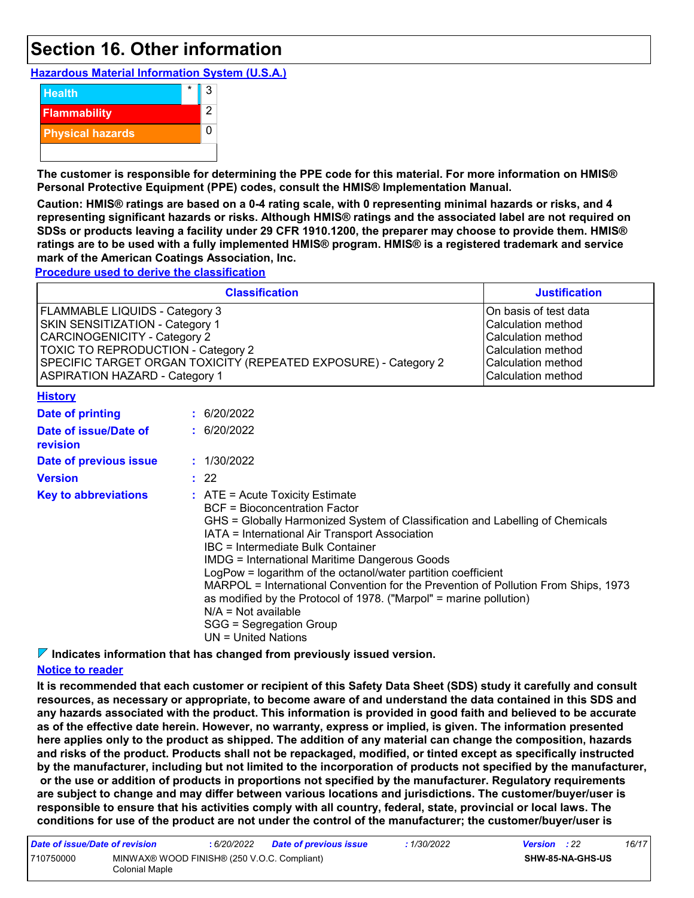# Section 16. Other information

**Hazardous Material Information System (U.S.A.)**

| | | |
|---|---|---|
| Health | * | 3 |
| Flammability | | 2 |
| Physical hazards | | 0 |

**The customer is responsible for determining the PPE code for this material. For more information on HMIS® Personal Protective Equipment (PPE) codes, consult the HMIS® Implementation Manual.**

**Caution: HMIS® ratings are based on a 0-4 rating scale, with 0 representing minimal hazards or risks, and 4 representing significant hazards or risks. Although HMIS® ratings and the associated label are not required on SDSs or products leaving a facility under 29 CFR 1910.1200, the preparer may choose to provide them. HMIS® ratings are to be used with a fully implemented HMIS® program. HMIS® is a registered trademark and service mark of the American Coatings Association, Inc.**

**Procedure used to derive the classification**

| Classification | Justification |
|---|---|
| FLAMMABLE LIQUIDS - Category 3 | On basis of test data |
| SKIN SENSITIZATION - Category 1 | Calculation method |
| CARCINOGENICITY - Category 2 | Calculation method |
| TOXIC TO REPRODUCTION - Category 2 | Calculation method |
| SPECIFIC TARGET ORGAN TOXICITY (REPEATED EXPOSURE) - Category 2 | Calculation method |
| ASPIRATION HAZARD - Category 1 | Calculation method |

**History**

**Date of printing** : 6/20/2022

**Date of issue/Date of revision** : 6/20/2022

**Date of previous issue** : 1/30/2022

**Version** : 22

**Key to abbreviations** :
ATE = Acute Toxicity Estimate
BCF = Bioconcentration Factor
GHS = Globally Harmonized System of Classification and Labelling of Chemicals
IATA = International Air Transport Association
IBC = Intermediate Bulk Container
IMDG = International Maritime Dangerous Goods
LogPow = logarithm of the octanol/water partition coefficient
MARPOL = International Convention for the Prevention of Pollution From Ships, 1973 as modified by the Protocol of 1978. ("Marpol" = marine pollution)
N/A = Not available
SGG = Segregation Group
UN = United Nations

**Indicates information that has changed from previously issued version.**

**Notice to reader**

**It is recommended that each customer or recipient of this Safety Data Sheet (SDS) study it carefully and consult resources, as necessary or appropriate, to become aware of and understand the data contained in this SDS and any hazards associated with the product. This information is provided in good faith and believed to be accurate as of the effective date herein. However, no warranty, express or implied, is given. The information presented here applies only to the product as shipped. The addition of any material can change the composition, hazards and risks of the product. Products shall not be repackaged, modified, or tinted except as specifically instructed by the manufacturer, including but not limited to the incorporation of products not specified by the manufacturer, or the use or addition of products in proportions not specified by the manufacturer. Regulatory requirements are subject to change and may differ between various locations and jurisdictions. The customer/buyer/user is responsible to ensure that his activities comply with all country, federal, state, provincial or local laws. The conditions for use of the product are not under the control of the manufacturer; the customer/buyer/user is**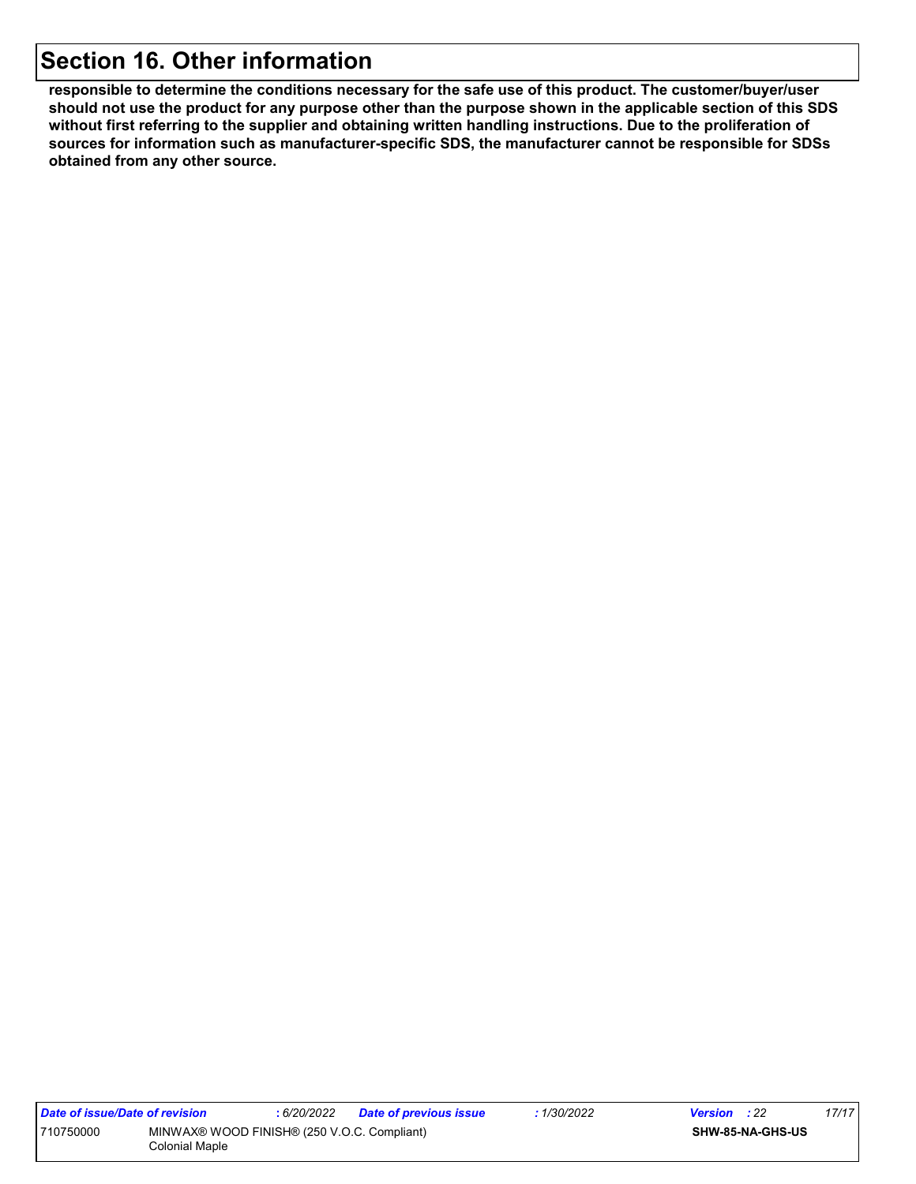## Section 16. Other information

**responsible to determine the conditions necessary for the safe use of this product. The customer/buyer/user should not use the product for any purpose other than the purpose shown in the applicable section of this SDS without first referring to the supplier and obtaining written handling instructions. Due to the proliferation of sources for information such as manufacturer-specific SDS, the manufacturer cannot be responsible for SDSs obtained from any other source.**